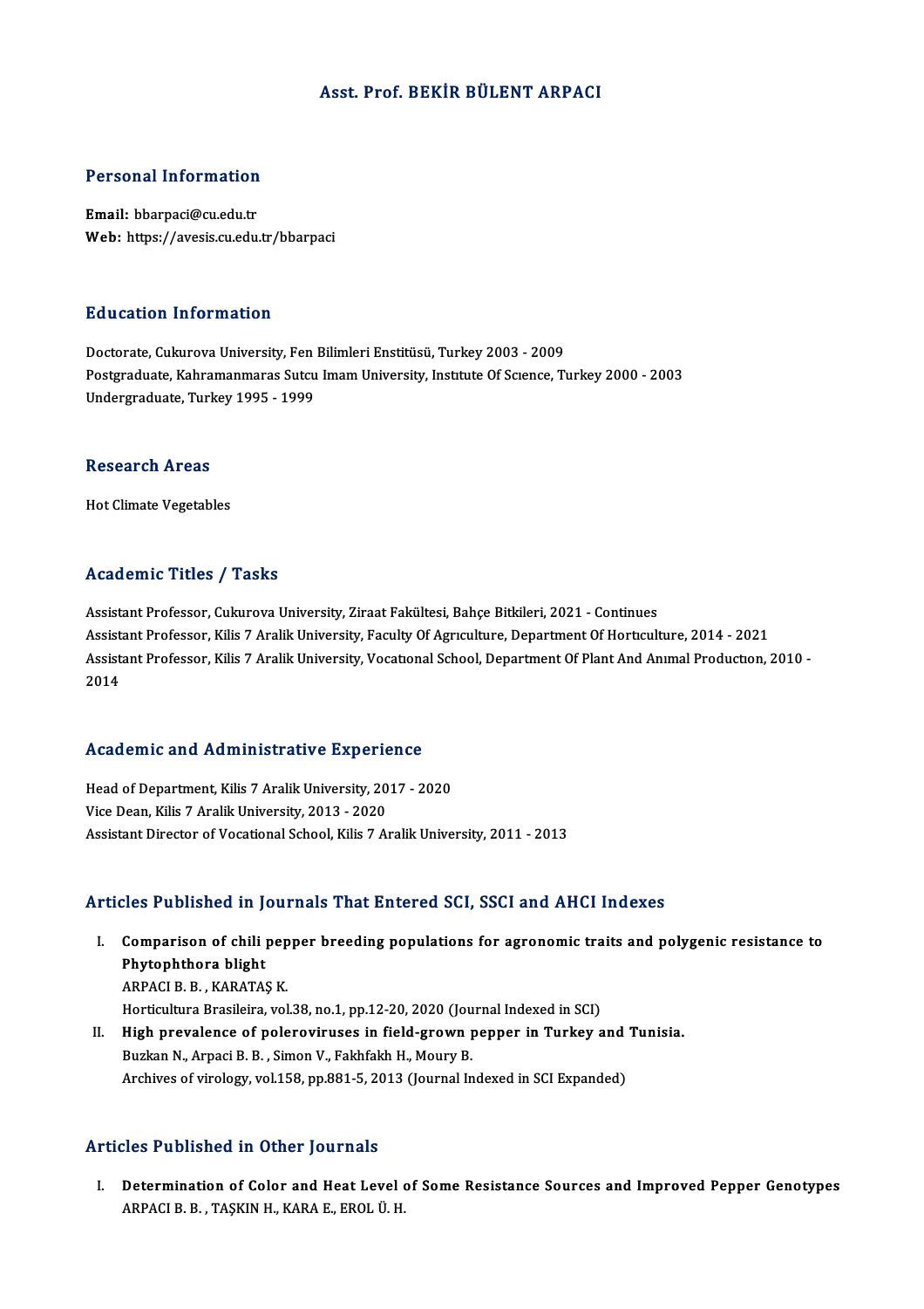# Asst. Prof. BEKİR BÜLENT ARPACI

## Personal Information

**Email:** bbarpaci@cu.edu.tr
**Web:** https://avesis.cu.edu.tr/bbarpaci

## Education Information

Doctorate, Cukurova University, Fen Bilimleri Enstitüsü, Turkey 2003 - 2009
Postgraduate, Kahramanmaras Sutcu Imam University, Instıtute Of Scıence, Turkey 2000 - 2003
Undergraduate, Turkey 1995 - 1999

## Research Areas

Hot Climate Vegetables

## Academic Titles / Tasks

Assistant Professor, Cukurova University, Ziraat Fakültesi, Bahçe Bitkileri, 2021 - Continues
Assistant Professor, Kilis 7 Aralik University, Faculty Of Agrıculture, Department Of Hortıculture, 2014 - 2021
Assistant Professor, Kilis 7 Aralik University, Vocatıonal School, Department Of Plant And Anımal Productıon, 2010 - 2014

## Academic and Administrative Experience

Head of Department, Kilis 7 Aralik University, 2017 - 2020
Vice Dean, Kilis 7 Aralik University, 2013 - 2020
Assistant Director of Vocational School, Kilis 7 Aralik University, 2011 - 2013

## Articles Published in Journals That Entered SCI, SSCI and AHCI Indexes

I. **Comparison of chili pepper breeding populations for agronomic traits and polygenic resistance to Phytophthora blight**
   ARPACI B. B. , KARATAŞ K.
   Horticultura Brasileira, vol.38, no.1, pp.12-20, 2020 (Journal Indexed in SCI)

II. **High prevalence of poleroviruses in field-grown pepper in Turkey and Tunisia.**
   Buzkan N., Arpaci B. B. , Simon V., Fakhfakh H., Moury B.
   Archives of virology, vol.158, pp.881-5, 2013 (Journal Indexed in SCI Expanded)

## Articles Published in Other Journals

I. **Determination of Color and Heat Level of Some Resistance Sources and Improved Pepper Genotypes**
   ARPACI B. B. , TAŞKIN H., KARA E., EROL Ü. H.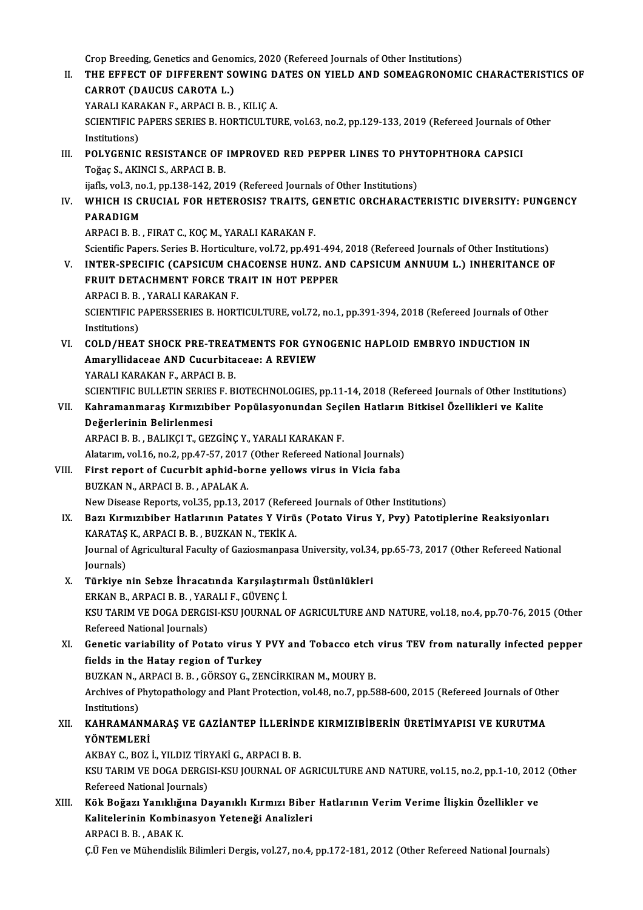Crop Breeding, Genetics and Genomics, 2020 (Refereed Journals of Other Institutions)

II. **THE EFFECT OF DIFFERENT SOWING DATES ON YIELD AND SOMEAGRONOMIC CHARACTERISTICS OF CARROT (DAUCUS CAROTA L.)**
YARALI KARAKAN F., ARPACI B. B. , KILIÇ A.
SCIENTIFIC PAPERS SERIES B. HORTICULTURE, vol.63, no.2, pp.129-133, 2019 (Refereed Journals of Other Institutions)

III. **POLYGENIC RESISTANCE OF IMPROVED RED PEPPER LINES TO PHYTOPHTHORA CAPSICI**
Toğaç S., AKINCI S., ARPACI B. B.
ijafls, vol.3, no.1, pp.138-142, 2019 (Refereed Journals of Other Institutions)

IV. **WHICH IS CRUCIAL FOR HETEROSIS? TRAITS, GENETIC ORCHARACTERISTIC DIVERSITY: PUNGENCY PARADIGM**
ARPACI B. B. , FIRAT C., KOÇ M., YARALI KARAKAN F.
Scientific Papers. Series B. Horticulture, vol.72, pp.491-494, 2018 (Refereed Journals of Other Institutions)

V. **INTER-SPECIFIC (CAPSICUM CHACOENSE HUNZ. AND CAPSICUM ANNUUM L.) INHERITANCE OF FRUIT DETACHMENT FORCE TRAIT IN HOT PEPPER**
ARPACI B. B. , YARALI KARAKAN F.
SCIENTIFIC PAPERSSERIES B. HORTICULTURE, vol.72, no.1, pp.391-394, 2018 (Refereed Journals of Other Institutions)

VI. **COLD/HEAT SHOCK PRE-TREATMENTS FOR GYNOGENIC HAPLOID EMBRYO INDUCTION IN Amaryllidaceae AND Cucurbitaceae: A REVIEW**
YARALI KARAKAN F., ARPACI B. B.
SCIENTIFIC BULLETIN SERIES F. BIOTECHNOLOGIES, pp.11-14, 2018 (Refereed Journals of Other Institutions)

VII. **Kahramanmaraş Kırmızıbiber Popülasyonundan Seçilen Hatların Bitkisel Özellikleri ve Kalite Değerlerinin Belirlenmesi**
ARPACI B. B. , BALIKÇI T., GEZGİNÇ Y., YARALI KARAKAN F.
Alatarım, vol.16, no.2, pp.47-57, 2017 (Other Refereed National Journals)

VIII. **First report of Cucurbit aphid-borne yellows virus in Vicia faba**
BUZKAN N., ARPACI B. B. , APALAK A.
New Disease Reports, vol.35, pp.13, 2017 (Refereed Journals of Other Institutions)

IX. **Bazı Kırmızıbiber Hatlarının Patates Y Virüs (Potato Virus Y, Pvy) Patotiplerine Reaksiyonları**
KARATAŞ K., ARPACI B. B. , BUZKAN N., TEKİK A.
Journal of Agricultural Faculty of Gaziosmanpasa University, vol.34, pp.65-73, 2017 (Other Refereed National Journals)

X. **Türkiye nin Sebze İhracatında Karşılaştırmalı Üstünlükleri**
ERKAN B., ARPACI B. B. , YARALI F., GÜVENÇ İ.
KSU TARIM VE DOGA DERGISI-KSU JOURNAL OF AGRICULTURE AND NATURE, vol.18, no.4, pp.70-76, 2015 (Other Refereed National Journals)

XI. **Genetic variability of Potato virus Y PVY and Tobacco etch virus TEV from naturally infected pepper fields in the Hatay region of Turkey**
BUZKAN N., ARPACI B. B. , GÖRSOY G., ZENCİRKIRAN M., MOURY B.
Archives of Phytopathology and Plant Protection, vol.48, no.7, pp.588-600, 2015 (Refereed Journals of Other Institutions)

XII. **KAHRAMANMARAŞ VE GAZİANTEP İLLERİNDE KIRMIZIBİBERİN ÜRETİMYAPISI VE KURUTMA YÖNTEMLERİ**
AKBAY C., BOZ İ., YILDIZ TİRYAKİ G., ARPACI B. B.
KSU TARIM VE DOGA DERGISI-KSU JOURNAL OF AGRICULTURE AND NATURE, vol.15, no.2, pp.1-10, 2012 (Other Refereed National Journals)

XIII. **Kök Boğazı Yanıklığına Dayanıklı Kırmızı Biber Hatlarının Verim Verime İlişkin Özellikler ve Kalitelerinin Kombinasyon Yeteneği Analizleri**
ARPACI B. B. , ABAK K.
Ç.Ü Fen ve Mühendislik Bilimleri Dergis, vol.27, no.4, pp.172-181, 2012 (Other Refereed National Journals)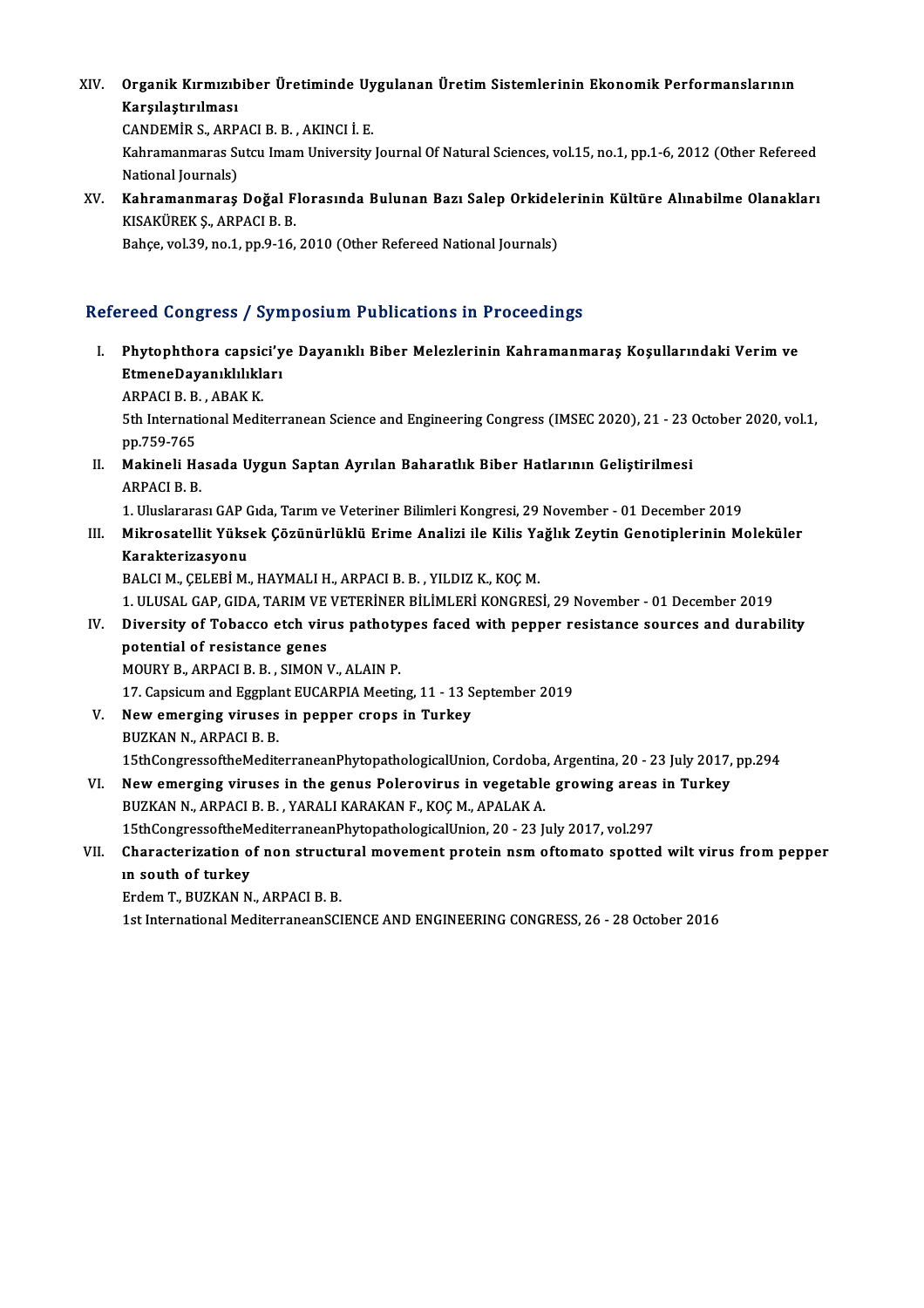XIV. **Organik Kırmızıbiber Üretiminde Uygulanan Üretim Sistemlerinin Ekonomik Performanslarının Karşılaştırılması**
CANDEMİR S., ARPACI B. B. , AKINCI İ. E.
Kahramanmaras Sutcu Imam University Journal Of Natural Sciences, vol.15, no.1, pp.1-6, 2012 (Other Refereed National Journals)

XV. **Kahramanmaraş Doğal Florasında Bulunan Bazı Salep Orkidelerinin Kültüre Alınabilme Olanakları**
KISAKÜREK Ş., ARPACI B. B.
Bahçe, vol.39, no.1, pp.9-16, 2010 (Other Refereed National Journals)

## Refereed Congress / Symposium Publications in Proceedings

I. **Phytophthora capsici'ye Dayanıklı Biber Melezlerinin Kahramanmaraş Koşullarındaki Verim ve EtmeneDayanıklılıkları**
ARPACI B. B. , ABAK K.
5th International Mediterranean Science and Engineering Congress (IMSEC 2020), 21 - 23 October 2020, vol.1, pp.759-765

II. **Makineli Hasada Uygun Saptan Ayrılan Baharatlık Biber Hatlarının Geliştirilmesi**
ARPACI B. B.
1. Uluslararası GAP Gıda, Tarım ve Veteriner Bilimleri Kongresi, 29 November - 01 December 2019

III. **Mikrosatellit Yüksek Çözünürlüklü Erime Analizi ile Kilis Yağlık Zeytin Genotiplerinin Moleküler Karakterizasyonu**
BALCI M., ÇELEBİ M., HAYMALI H., ARPACI B. B. , YILDIZ K., KOÇ M.
1. ULUSAL GAP, GIDA, TARIM VE VETERİNER BİLİMLERİ KONGRESİ, 29 November - 01 December 2019

IV. **Diversity of Tobacco etch virus pathotypes faced with pepper resistance sources and durability potential of resistance genes**
MOURY B., ARPACI B. B. , SIMON V., ALAIN P.
17. Capsicum and Eggplant EUCARPIA Meeting, 11 - 13 September 2019

V. **New emerging viruses in pepper crops in Turkey**
BUZKAN N., ARPACI B. B.
15thCongressoftheMediterraneanPhytopathologicalUnion, Cordoba, Argentina, 20 - 23 July 2017, pp.294

VI. **New emerging viruses in the genus Polerovirus in vegetable growing areas in Turkey**
BUZKAN N., ARPACI B. B. , YARALI KARAKAN F., KOÇ M., APALAK A.
15thCongressoftheMediterraneanPhytopathologicalUnion, 20 - 23 July 2017, vol.297

VII. **Characterization of non structural movement protein nsm oftomato spotted wilt virus from pepper ın south of turkey**
Erdem T., BUZKAN N., ARPACI B. B.
1st International MediterraneanSCIENCE AND ENGINEERING CONGRESS, 26 - 28 October 2016